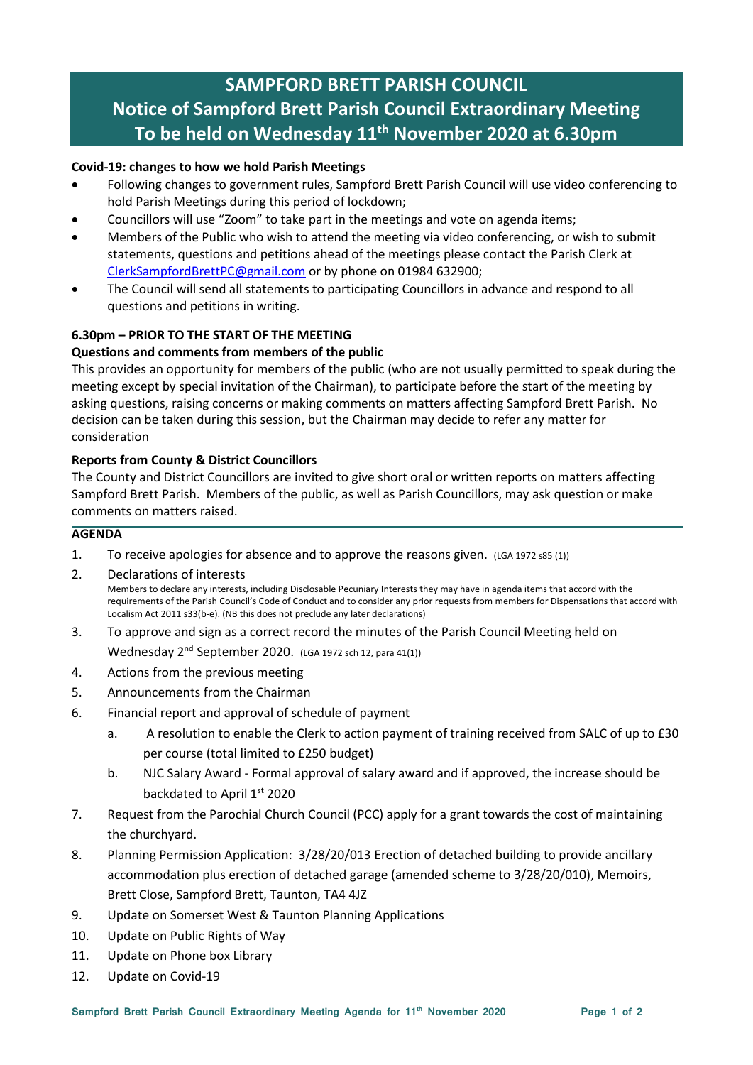# SAMPFORD BRETT PARISH COUNCIL
# Notice of Sampford Brett Parish Council Extraordinary Meeting
# To be held on Wednesday 11th November 2020 at 6.30pm

**Covid-19: changes to how we hold Parish Meetings**

- Following changes to government rules, Sampford Brett Parish Council will use video conferencing to hold Parish Meetings during this period of lockdown;
- Councillors will use "Zoom" to take part in the meetings and vote on agenda items;
- Members of the Public who wish to attend the meeting via video conferencing, or wish to submit statements, questions and petitions ahead of the meetings please contact the Parish Clerk at ClerkSampfordBrettPC@gmail.com or by phone on 01984 632900;
- The Council will send all statements to participating Councillors in advance and respond to all questions and petitions in writing.

**6.30pm – PRIOR TO THE START OF THE MEETING**

**Questions and comments from members of the public**

This provides an opportunity for members of the public (who are not usually permitted to speak during the meeting except by special invitation of the Chairman), to participate before the start of the meeting by asking questions, raising concerns or making comments on matters affecting Sampford Brett Parish. No decision can be taken during this session, but the Chairman may decide to refer any matter for consideration

**Reports from County & District Councillors**

The County and District Councillors are invited to give short oral or written reports on matters affecting Sampford Brett Parish. Members of the public, as well as Parish Councillors, may ask question or make comments on matters raised.

**AGENDA**

1. To receive apologies for absence and to approve the reasons given. (LGA 1972 s85 (1))
2. Declarations of interests
   Members to declare any interests, including Disclosable Pecuniary Interests they may have in agenda items that accord with the requirements of the Parish Council's Code of Conduct and to consider any prior requests from members for Dispensations that accord with Localism Act 2011 s33(b-e). (NB this does not preclude any later declarations)
3. To approve and sign as a correct record the minutes of the Parish Council Meeting held on Wednesday 2nd September 2020. (LGA 1972 sch 12, para 41(1))
4. Actions from the previous meeting
5. Announcements from the Chairman
6. Financial report and approval of schedule of payment
   a. A resolution to enable the Clerk to action payment of training received from SALC of up to £30 per course (total limited to £250 budget)
   b. NJC Salary Award - Formal approval of salary award and if approved, the increase should be backdated to April 1st 2020
7. Request from the Parochial Church Council (PCC) apply for a grant towards the cost of maintaining the churchyard.
8. Planning Permission Application: 3/28/20/013 Erection of detached building to provide ancillary accommodation plus erection of detached garage (amended scheme to 3/28/20/010), Memoirs, Brett Close, Sampford Brett, Taunton, TA4 4JZ
9. Update on Somerset West & Taunton Planning Applications
10. Update on Public Rights of Way
11. Update on Phone box Library
12. Update on Covid-19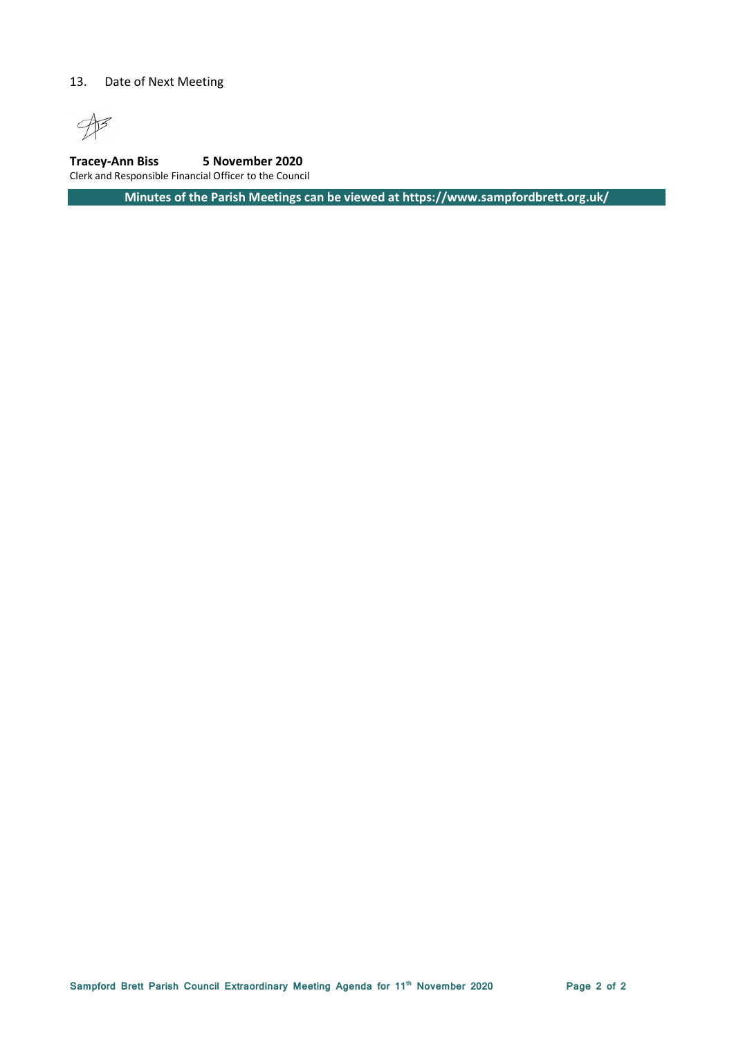13. Date of Next Meeting

**Tracey-Ann Biss** **5 November 2020**
Clerk and Responsible Financial Officer to the Council

**Minutes of the Parish Meetings can be viewed at https://www.sampfordbrett.org.uk/**